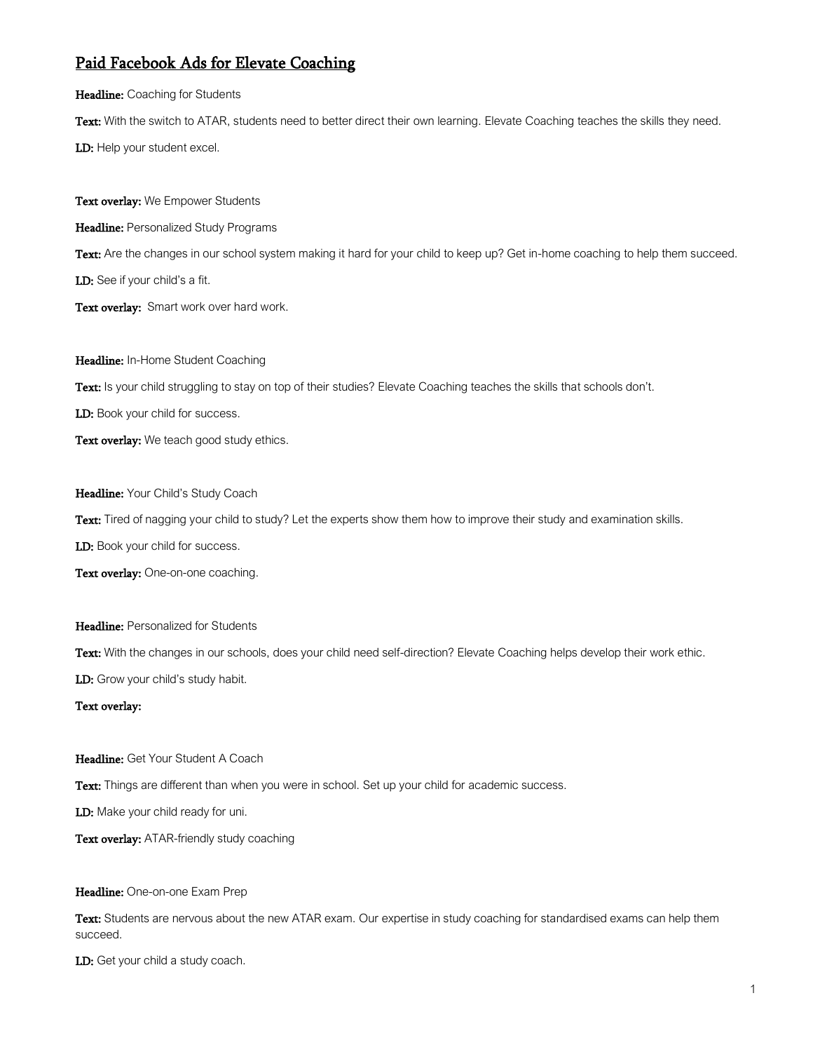# Paid Facebook Ads for Elevate Coaching

**Headline:** Coaching for Students

**Text:** With the switch to ATAR, students need to better direct their own learning. Elevate Coaching teaches the skills they need.

**LD:** Help your student excel.

**Text overlay:** We Empower Students

**Headline:** Personalized Study Programs

**Text:** Are the changes in our school system making it hard for your child to keep up? Get in-home coaching to help them succeed.

**LD:** See if your child's a fit.

**Text overlay:** Smart work over hard work.

**Headline:** In-Home Student Coaching

**Text:** Is your child struggling to stay on top of their studies? Elevate Coaching teaches the skills that schools don't.

**LD:** Book your child for success.

**Text overlay:** We teach good study ethics.

**Headline:** Your Child's Study Coach

**Text:** Tired of nagging your child to study? Let the experts show them how to improve their study and examination skills.

**LD:** Book your child for success.

**Text overlay:** One-on-one coaching.

**Headline:** Personalized for Students

**Text:** With the changes in our schools, does your child need self-direction? Elevate Coaching helps develop their work ethic.

**LD:** Grow your child's study habit.

**Text overlay:**

**Headline:** Get Your Student A Coach

**Text:** Things are different than when you were in school. Set up your child for academic success.

**LD:** Make your child ready for uni.

**Text overlay:** ATAR-friendly study coaching

**Headline:** One-on-one Exam Prep

**Text:** Students are nervous about the new ATAR exam. Our expertise in study coaching for standardised exams can help them succeed.

**LD:** Get your child a study coach.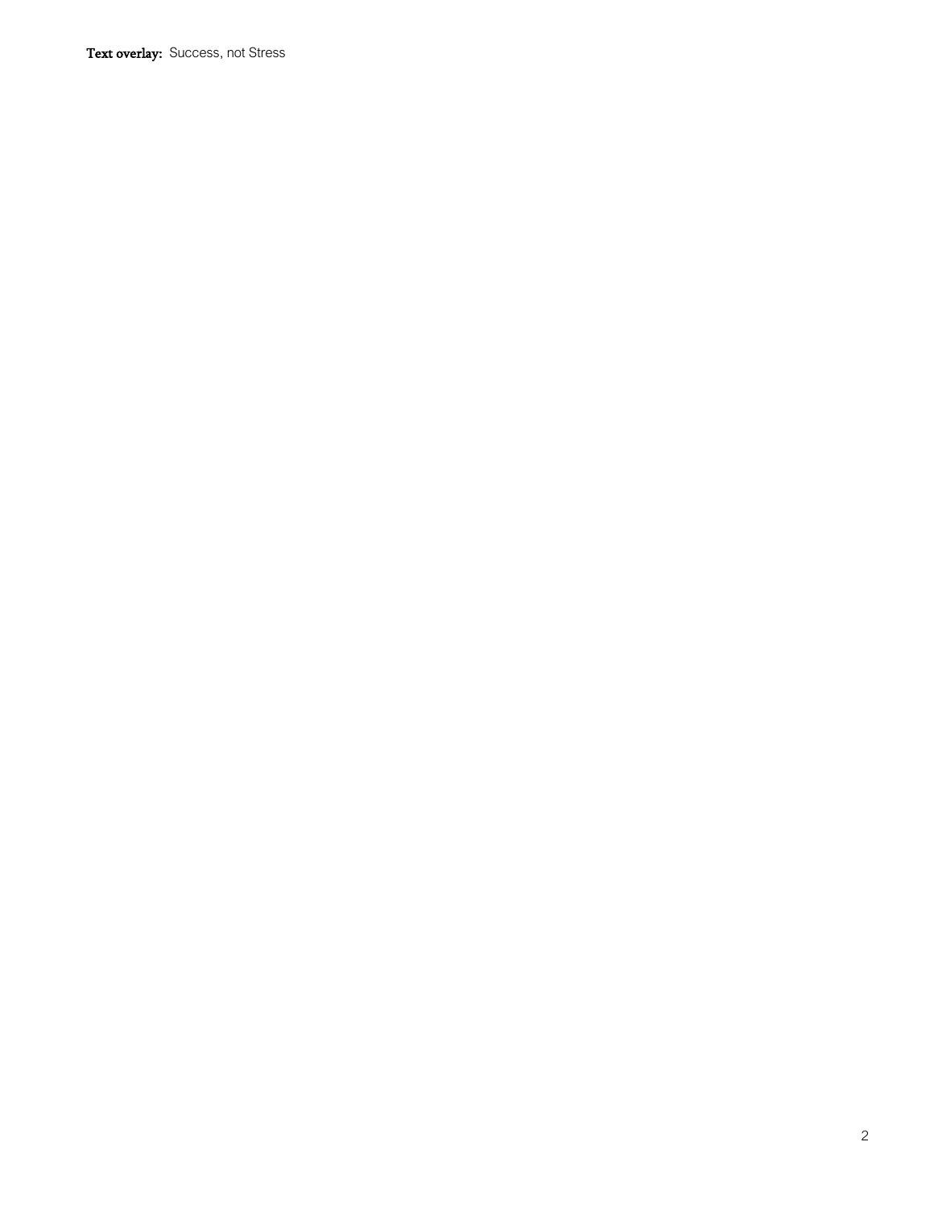**Text overlay:** Success, not Stress